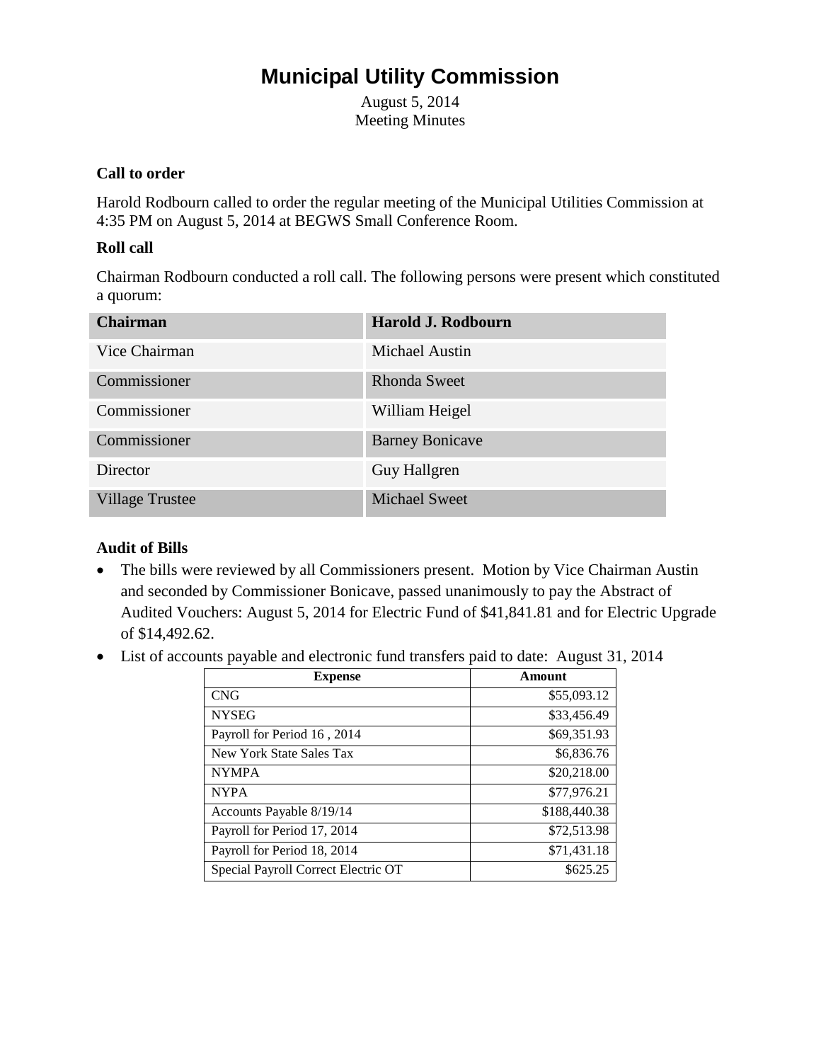# Municipal Utility Commission

August 5, 2014
Meeting Minutes

### Call to order

Harold Rodbourn called to order the regular meeting of the Municipal Utilities Commission at 4:35 PM on August 5, 2014 at BEGWS Small Conference Room.

### Roll call

Chairman Rodbourn conducted a roll call. The following persons were present which constituted a quorum:

| Chairman | Harold J. Rodbourn |
|---|---|
| Vice Chairman | Michael Austin |
| Commissioner | Rhonda Sweet |
| Commissioner | William Heigel |
| Commissioner | Barney Bonicave |
| Director | Guy Hallgren |
| Village Trustee | Michael Sweet |

### Audit of Bills

- The bills were reviewed by all Commissioners present. Motion by Vice Chairman Austin and seconded by Commissioner Bonicave, passed unanimously to pay the Abstract of Audited Vouchers: August 5, 2014 for Electric Fund of $41,841.81 and for Electric Upgrade of $14,492.62.
- List of accounts payable and electronic fund transfers paid to date: August 31, 2014

| Expense | Amount |
|---|---:|
| CNG | $55,093.12 |
| NYSEG | $33,456.49 |
| Payroll for Period 16 , 2014 | $69,351.93 |
| New York State Sales Tax | $6,836.76 |
| NYMPA | $20,218.00 |
| NYPA | $77,976.21 |
| Accounts Payable 8/19/14 | $188,440.38 |
| Payroll for Period 17, 2014 | $72,513.98 |
| Payroll for Period 18, 2014 | $71,431.18 |
| Special Payroll Correct Electric OT | $625.25 |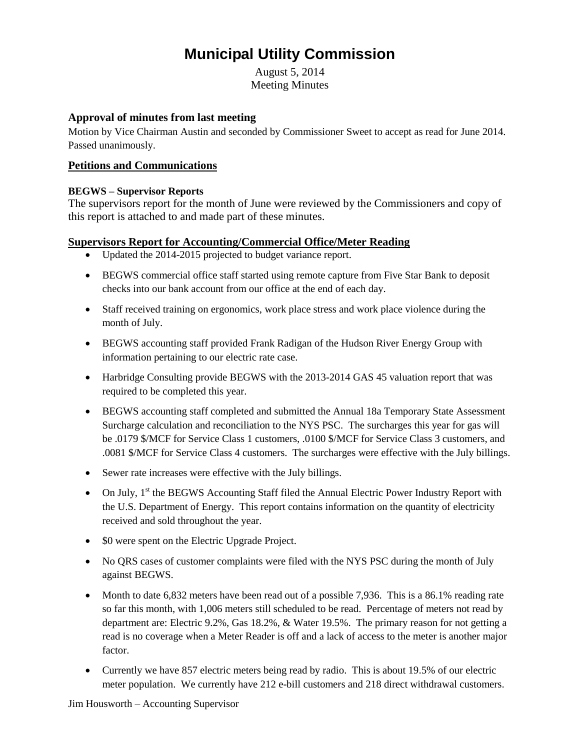# Municipal Utility Commission

August 5, 2014
Meeting Minutes

### Approval of minutes from last meeting

Motion by Vice Chairman Austin and seconded by Commissioner Sweet to accept as read for June 2014. Passed unanimously.

### Petitions and Communications

#### BEGWS – Supervisor Reports

The supervisors report for the month of June were reviewed by the Commissioners and copy of this report is attached to and made part of these minutes.

### Supervisors Report for Accounting/Commercial Office/Meter Reading

- Updated the 2014-2015 projected to budget variance report.
- BEGWS commercial office staff started using remote capture from Five Star Bank to deposit checks into our bank account from our office at the end of each day.
- Staff received training on ergonomics, work place stress and work place violence during the month of July.
- BEGWS accounting staff provided Frank Radigan of the Hudson River Energy Group with information pertaining to our electric rate case.
- Harbridge Consulting provide BEGWS with the 2013-2014 GAS 45 valuation report that was required to be completed this year.
- BEGWS accounting staff completed and submitted the Annual 18a Temporary State Assessment Surcharge calculation and reconciliation to the NYS PSC. The surcharges this year for gas will be .0179 $/MCF for Service Class 1 customers, .0100 $/MCF for Service Class 3 customers, and .0081 $/MCF for Service Class 4 customers. The surcharges were effective with the July billings.
- Sewer rate increases were effective with the July billings.
- On July, 1st the BEGWS Accounting Staff filed the Annual Electric Power Industry Report with the U.S. Department of Energy. This report contains information on the quantity of electricity received and sold throughout the year.
- $0 were spent on the Electric Upgrade Project.
- No QRS cases of customer complaints were filed with the NYS PSC during the month of July against BEGWS.
- Month to date 6,832 meters have been read out of a possible 7,936. This is a 86.1% reading rate so far this month, with 1,006 meters still scheduled to be read. Percentage of meters not read by department are: Electric 9.2%, Gas 18.2%, & Water 19.5%. The primary reason for not getting a read is no coverage when a Meter Reader is off and a lack of access to the meter is another major factor.
- Currently we have 857 electric meters being read by radio. This is about 19.5% of our electric meter population. We currently have 212 e-bill customers and 218 direct withdrawal customers.

Jim Housworth – Accounting Supervisor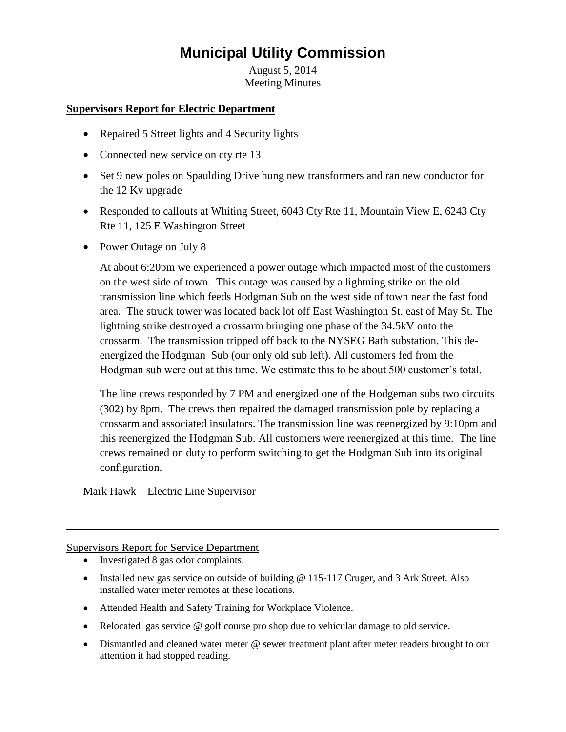# Municipal Utility Commission

August 5, 2014
Meeting Minutes

**Supervisors Report for Electric Department**

- Repaired 5 Street lights and 4 Security lights
- Connected new service on cty rte 13
- Set 9 new poles on Spaulding Drive hung new transformers and ran new conductor for the 12 Kv upgrade
- Responded to callouts at Whiting Street, 6043 Cty Rte 11, Mountain View E, 6243 Cty Rte 11, 125 E Washington Street
- Power Outage on July 8

  At about 6:20pm we experienced a power outage which impacted most of the customers on the west side of town. This outage was caused by a lightning strike on the old transmission line which feeds Hodgman Sub on the west side of town near the fast food area. The struck tower was located back lot off East Washington St. east of May St. The lightning strike destroyed a crossarm bringing one phase of the 34.5kV onto the crossarm. The transmission tripped off back to the NYSEG Bath substation. This de-energized the Hodgman Sub (our only old sub left). All customers fed from the Hodgman sub were out at this time. We estimate this to be about 500 customer's total.

  The line crews responded by 7 PM and energized one of the Hodgeman subs two circuits (302) by 8pm. The crews then repaired the damaged transmission pole by replacing a crossarm and associated insulators. The transmission line was reenergized by 9:10pm and this reenergized the Hodgman Sub. All customers were reenergized at this time. The line crews remained on duty to perform switching to get the Hodgman Sub into its original configuration.

Mark Hawk – Electric Line Supervisor

---

Supervisors Report for Service Department

- Investigated 8 gas odor complaints.
- Installed new gas service on outside of building @ 115-117 Cruger, and 3 Ark Street. Also installed water meter remotes at these locations.
- Attended Health and Safety Training for Workplace Violence.
- Relocated gas service @ golf course pro shop due to vehicular damage to old service.
- Dismantled and cleaned water meter @ sewer treatment plant after meter readers brought to our attention it had stopped reading.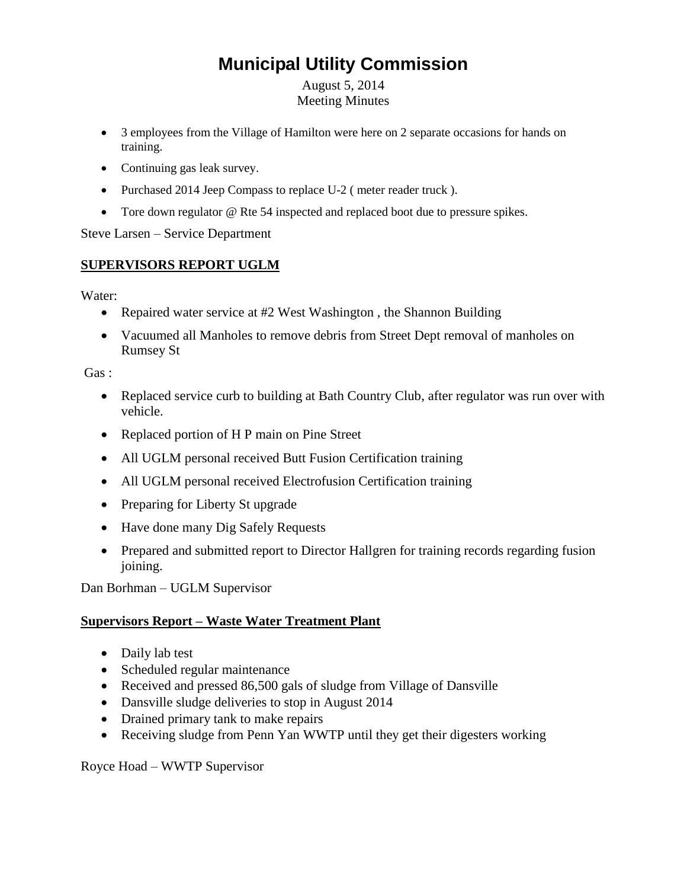# Municipal Utility Commission

August 5, 2014
Meeting Minutes

- 3 employees from the Village of Hamilton were here on 2 separate occasions for hands on training.
- Continuing gas leak survey.
- Purchased 2014 Jeep Compass to replace U-2 ( meter reader truck ).
- Tore down regulator @ Rte 54 inspected and replaced boot due to pressure spikes.

Steve Larsen – Service Department

**SUPERVISORS REPORT UGLM**

Water:

- Repaired water service at #2 West Washington , the Shannon Building
- Vacuumed all Manholes to remove debris from Street Dept removal of manholes on Rumsey St

Gas :

- Replaced service curb to building at Bath Country Club, after regulator was run over with vehicle.
- Replaced portion of H P main on Pine Street
- All UGLM personal received Butt Fusion Certification training
- All UGLM personal received Electrofusion Certification training
- Preparing for Liberty St upgrade
- Have done many Dig Safely Requests
- Prepared and submitted report to Director Hallgren for training records regarding fusion joining.

Dan Borhman – UGLM Supervisor

**Supervisors Report – Waste Water Treatment Plant**

- Daily lab test
- Scheduled regular maintenance
- Received and pressed 86,500 gals of sludge from Village of Dansville
- Dansville sludge deliveries to stop in August 2014
- Drained primary tank to make repairs
- Receiving sludge from Penn Yan WWTP until they get their digesters working

Royce Hoad – WWTP Supervisor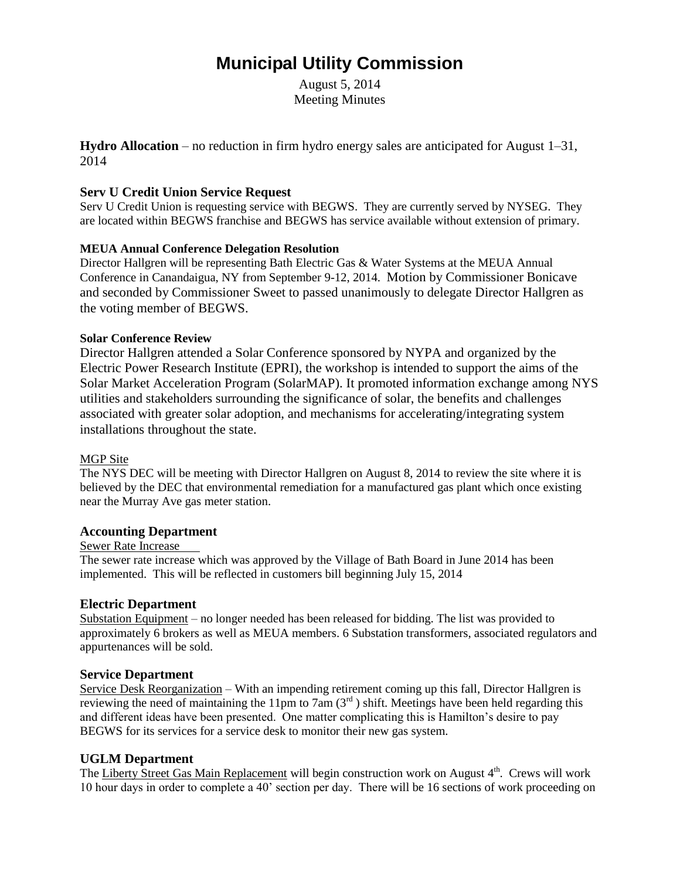# Municipal Utility Commission

August 5, 2014
Meeting Minutes

**Hydro Allocation** – no reduction in firm hydro energy sales are anticipated for August 1–31, 2014

### Serv U Credit Union Service Request

Serv U Credit Union is requesting service with BEGWS. They are currently served by NYSEG. They are located within BEGWS franchise and BEGWS has service available without extension of primary.

#### MEUA Annual Conference Delegation Resolution

Director Hallgren will be representing Bath Electric Gas & Water Systems at the MEUA Annual Conference in Canandaigua, NY from September 9-12, 2014. Motion by Commissioner Bonicave and seconded by Commissioner Sweet to passed unanimously to delegate Director Hallgren as the voting member of BEGWS.

#### Solar Conference Review

Director Hallgren attended a Solar Conference sponsored by NYPA and organized by the Electric Power Research Institute (EPRI), the workshop is intended to support the aims of the Solar Market Acceleration Program (SolarMAP). It promoted information exchange among NYS utilities and stakeholders surrounding the significance of solar, the benefits and challenges associated with greater solar adoption, and mechanisms for accelerating/integrating system installations throughout the state.

MGP Site

The NYS DEC will be meeting with Director Hallgren on August 8, 2014 to review the site where it is believed by the DEC that environmental remediation for a manufactured gas plant which once existing near the Murray Ave gas meter station.

### Accounting Department

Sewer Rate Increase

The sewer rate increase which was approved by the Village of Bath Board in June 2014 has been implemented. This will be reflected in customers bill beginning July 15, 2014

### Electric Department

Substation Equipment – no longer needed has been released for bidding. The list was provided to approximately 6 brokers as well as MEUA members. 6 Substation transformers, associated regulators and appurtenances will be sold.

### Service Department

Service Desk Reorganization – With an impending retirement coming up this fall, Director Hallgren is reviewing the need of maintaining the 11pm to 7am (3rd) shift. Meetings have been held regarding this and different ideas have been presented. One matter complicating this is Hamilton's desire to pay BEGWS for its services for a service desk to monitor their new gas system.

### UGLM Department

The Liberty Street Gas Main Replacement will begin construction work on August 4th. Crews will work 10 hour days in order to complete a 40' section per day. There will be 16 sections of work proceeding on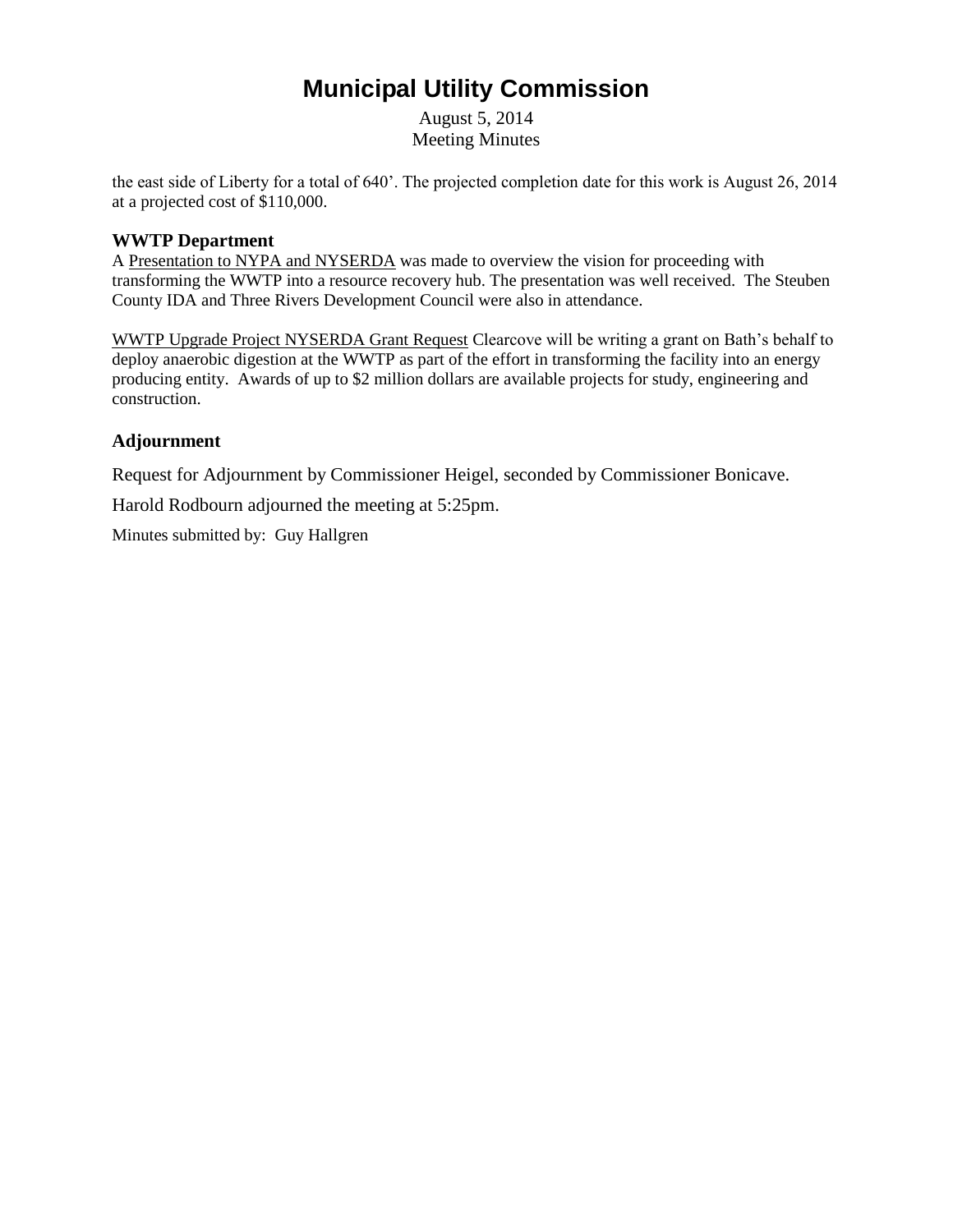the east side of Liberty for a total of 640'. The projected completion date for this work is August 26, 2014 at a projected cost of $110,000.

### WWTP Department

A Presentation to NYPA and NYSERDA was made to overview the vision for proceeding with transforming the WWTP into a resource recovery hub. The presentation was well received. The Steuben County IDA and Three Rivers Development Council were also in attendance.

WWTP Upgrade Project NYSERDA Grant Request Clearcove will be writing a grant on Bath's behalf to deploy anaerobic digestion at the WWTP as part of the effort in transforming the facility into an energy producing entity. Awards of up to $2 million dollars are available projects for study, engineering and construction.

### Adjournment

Request for Adjournment by Commissioner Heigel, seconded by Commissioner Bonicave.

Harold Rodbourn adjourned the meeting at 5:25pm.

Minutes submitted by: Guy Hallgren